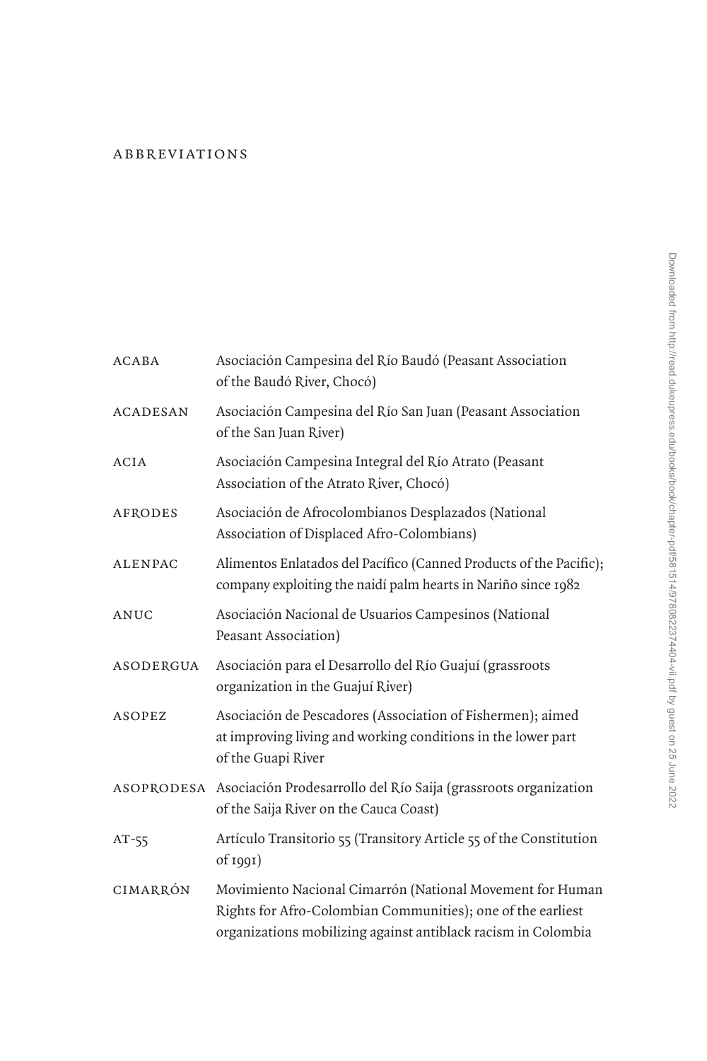# ABBREVIATIONS

| | |
|---|---|
| ACABA | Asociación Campesina del Río Baudó (Peasant Association of the Baudó River, Chocó) |
| ACADESAN | Asociación Campesina del Río San Juan (Peasant Association of the San Juan River) |
| ACIA | Asociación Campesina Integral del Río Atrato (Peasant Association of the Atrato River, Chocó) |
| AFRODES | Asociación de Afrocolombianos Desplazados (National Association of Displaced Afro-Colombians) |
| ALENPAC | Alimentos Enlatados del Pacífico (Canned Products of the Pacific); company exploiting the naidí palm hearts in Nariño since 1982 |
| ANUC | Asociación Nacional de Usuarios Campesinos (National Peasant Association) |
| ASODERGUA | Asociación para el Desarrollo del Río Guajuí (grassroots organization in the Guajuí River) |
| ASOPEZ | Asociación de Pescadores (Association of Fishermen); aimed at improving living and working conditions in the lower part of the Guapi River |
| ASOPRODESA | Asociación Prodesarrollo del Río Saija (grassroots organization of the Saija River on the Cauca Coast) |
| AT-55 | Artículo Transitorio 55 (Transitory Article 55 of the Constitution of 1991) |
| CIMARRÓN | Movimiento Nacional Cimarrón (National Movement for Human Rights for Afro-Colombian Communities); one of the earliest organizations mobilizing against antiblack racism in Colombia |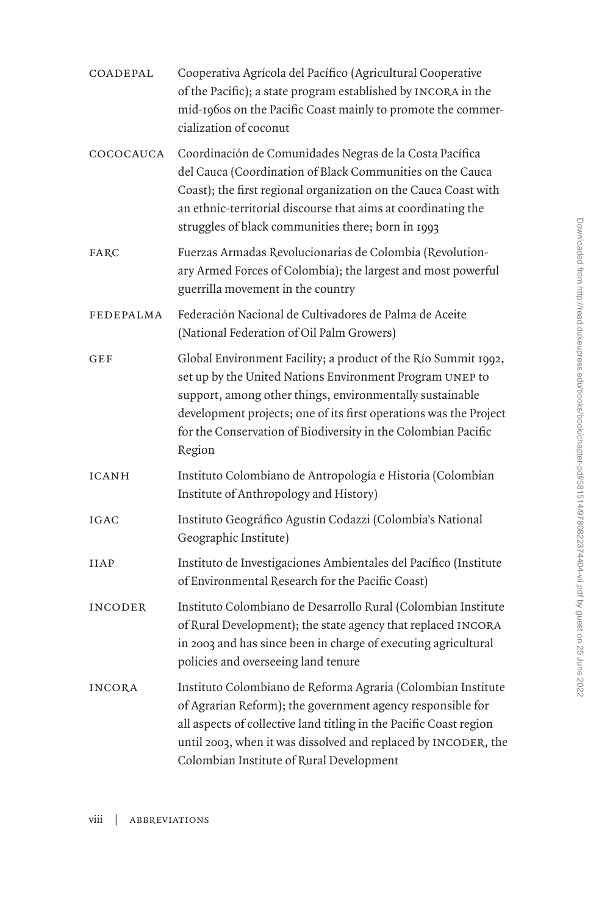| | |
|---|---|
| COADEPAL | Cooperativa Agrícola del Pacífico (Agricultural Cooperative of the Pacific); a state program established by INCORA in the mid-1960s on the Pacific Coast mainly to promote the commercialization of coconut |
| COCOCAUCA | Coordinación de Comunidades Negras de la Costa Pacífica del Cauca (Coordination of Black Communities on the Cauca Coast); the first regional organization on the Cauca Coast with an ethnic-territorial discourse that aims at coordinating the struggles of black communities there; born in 1993 |
| FARC | Fuerzas Armadas Revolucionarias de Colombia (Revolutionary Armed Forces of Colombia); the largest and most powerful guerrilla movement in the country |
| FEDEPALMA | Federación Nacional de Cultivadores de Palma de Aceite (National Federation of Oil Palm Growers) |
| GEF | Global Environment Facility; a product of the Río Summit 1992, set up by the United Nations Environment Program UNEP to support, among other things, environmentally sustainable development projects; one of its first operations was the Project for the Conservation of Biodiversity in the Colombian Pacific Region |
| ICANH | Instituto Colombiano de Antropología e Historia (Colombian Institute of Anthropology and History) |
| IGAC | Instituto Geográfico Agustín Codazzi (Colombia's National Geographic Institute) |
| IIAP | Instituto de Investigaciones Ambientales del Pacífico (Institute of Environmental Research for the Pacific Coast) |
| INCODER | Instituto Colombiano de Desarrollo Rural (Colombian Institute of Rural Development); the state agency that replaced INCORA in 2003 and has since been in charge of executing agricultural policies and overseeing land tenure |
| INCORA | Instituto Colombiano de Reforma Agraria (Colombian Institute of Agrarian Reform); the government agency responsible for all aspects of collective land titling in the Pacific Coast region until 2003, when it was dissolved and replaced by INCODER, the Colombian Institute of Rural Development |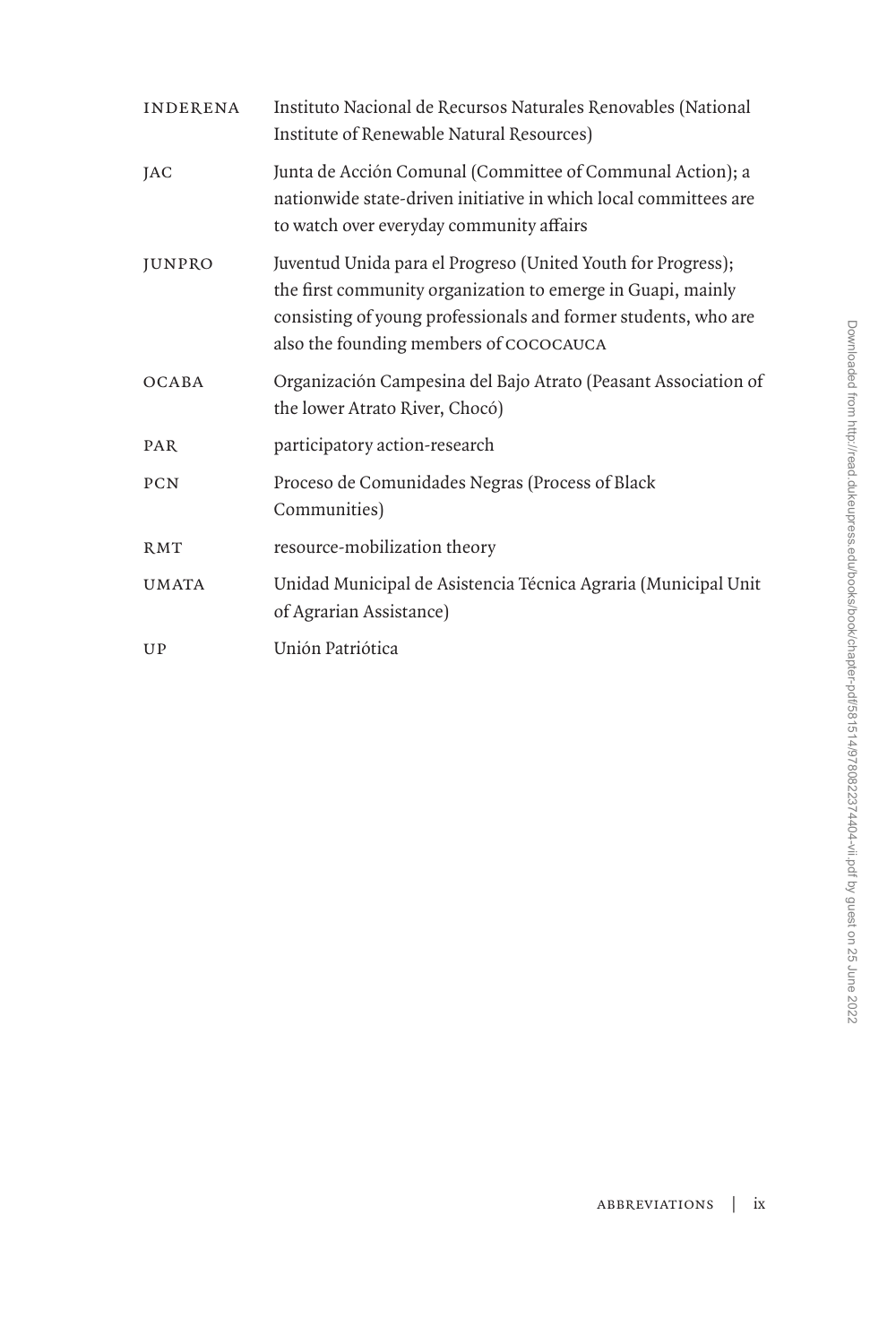| | |
|---|---|
| INDERENA | Instituto Nacional de Recursos Naturales Renovables (National Institute of Renewable Natural Resources) |
| JAC | Junta de Acción Comunal (Committee of Communal Action); a nationwide state-driven initiative in which local committees are to watch over everyday community affairs |
| JUNPRO | Juventud Unida para el Progreso (United Youth for Progress); the first community organization to emerge in Guapi, mainly consisting of young professionals and former students, who are also the founding members of COCOCAUCA |
| OCABA | Organización Campesina del Bajo Atrato (Peasant Association of the lower Atrato River, Chocó) |
| PAR | participatory action-research |
| PCN | Proceso de Comunidades Negras (Process of Black Communities) |
| RMT | resource-mobilization theory |
| UMATA | Unidad Municipal de Asistencia Técnica Agraria (Municipal Unit of Agrarian Assistance) |
| UP | Unión Patriótica |